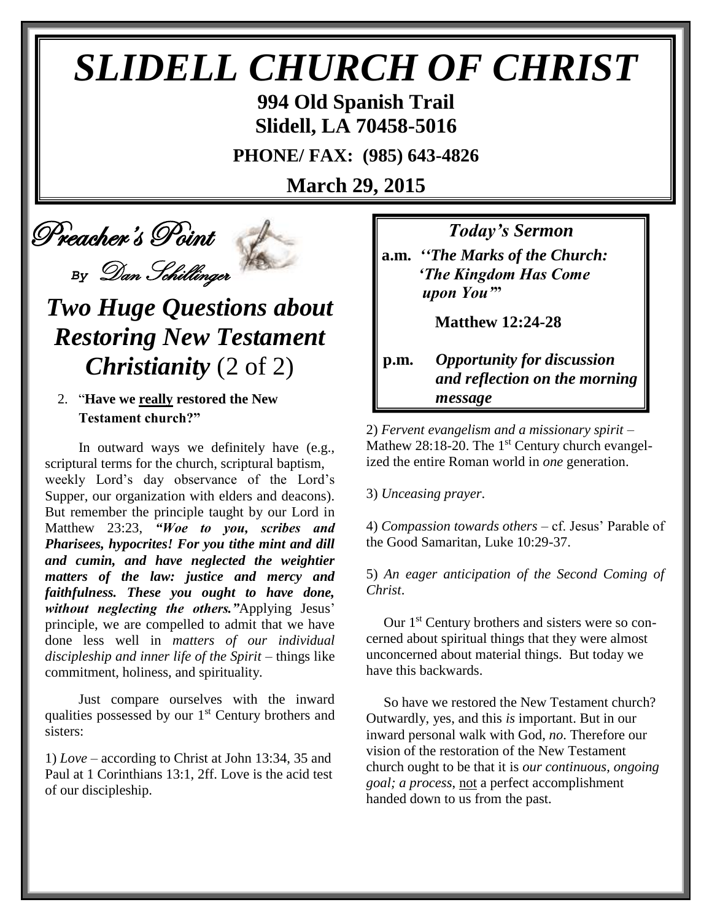# SLIDELL CHURCH OF CHRIST

**994 Old Spanish Trail**
**Slidell, LA 70458-5016**

**PHONE/ FAX: (985) 643-4826**

**March 29, 2015**

## Preacher's Point

*By Dan Schillinger*

## *Two Huge Questions about Restoring New Testament Christianity* (2 of 2)

2. "**Have we really restored the New Testament church?"**

In outward ways we definitely have (e.g., scriptural terms for the church, scriptural baptism, weekly Lord's day observance of the Lord's Supper, our organization with elders and deacons). But remember the principle taught by our Lord in Matthew 23:23, ***"Woe to you, scribes and Pharisees, hypocrites! For you tithe mint and dill and cumin, and have neglected the weightier matters of the law: justice and mercy and faithfulness. These you ought to have done, without neglecting the others."*** Applying Jesus' principle, we are compelled to admit that we have done less well in *matters of our individual discipleship and inner life of the Spirit* – things like commitment, holiness, and spirituality.

Just compare ourselves with the inward qualities possessed by our 1st Century brothers and sisters:

1) *Love* – according to Christ at John 13:34, 35 and Paul at 1 Corinthians 13:1, 2ff. Love is the acid test of our discipleship.

2) *Fervent evangelism and a missionary spirit* – Mathew 28:18-20. The 1st Century church evangelized the entire Roman world in *one* generation.

3) *Unceasing prayer.*

4) *Compassion towards others* – cf. Jesus' Parable of the Good Samaritan, Luke 10:29-37.

5) *An eager anticipation of the Second Coming of Christ*.

Our 1st Century brothers and sisters were so concerned about spiritual things that they were almost unconcerned about material things. But today we have this backwards.

So have we restored the New Testament church? Outwardly, yes, and this *is* important. But in our inward personal walk with God, *no*. Therefore our vision of the restoration of the New Testament church ought to be that it is *our continuous, ongoing goal; a process*, not a perfect accomplishment handed down to us from the past.

---

### *Today's Sermon*

**a.m.** ***''The Marks of the Church: 'The Kingdom Has Come upon You'"***

**Matthew 12:24-28**

**p.m.** ***Opportunity for discussion and reflection on the morning message***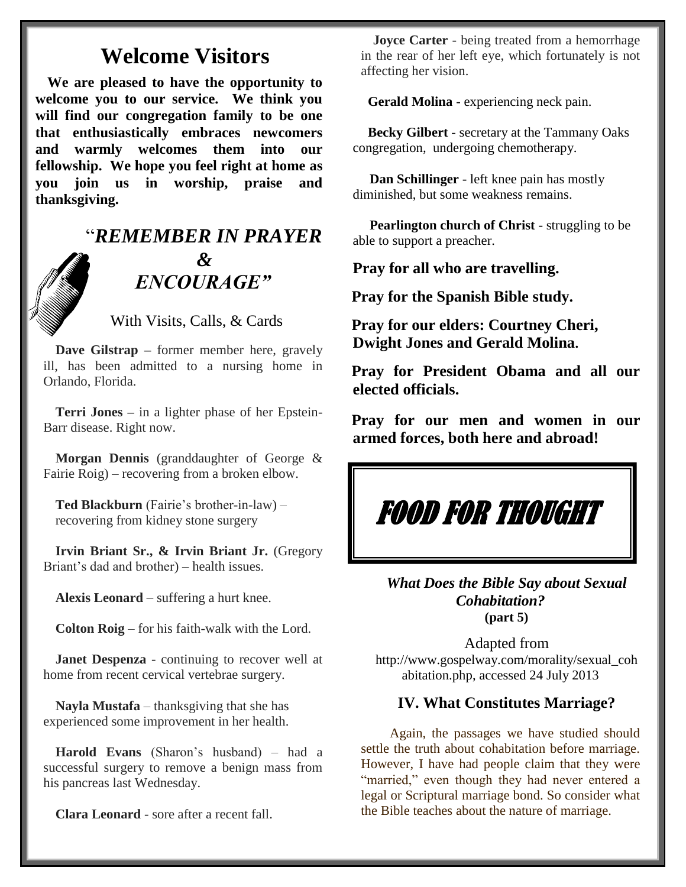# Welcome Visitors

**We are pleased to have the opportunity to welcome you to our service. We think you will find our congregation family to be one that enthusiastically embraces newcomers and warmly welcomes them into our fellowship. We hope you feel right at home as you join us in worship, praise and thanksgiving.**

## "*REMEMBER IN PRAYER & ENCOURAGE"*

With Visits, Calls, & Cards

**Dave Gilstrap –** former member here, gravely ill, has been admitted to a nursing home in Orlando, Florida.

**Terri Jones –** in a lighter phase of her Epstein-Barr disease. Right now.

**Morgan Dennis** (granddaughter of George & Fairie Roig) – recovering from a broken elbow.

**Ted Blackburn** (Fairie's brother-in-law) – recovering from kidney stone surgery

**Irvin Briant Sr., & Irvin Briant Jr.** (Gregory Briant's dad and brother) – health issues.

**Alexis Leonard** – suffering a hurt knee.

**Colton Roig** – for his faith-walk with the Lord.

**Janet Despenza** - continuing to recover well at home from recent cervical vertebrae surgery.

**Nayla Mustafa** – thanksgiving that she has experienced some improvement in her health.

**Harold Evans** (Sharon's husband) – had a successful surgery to remove a benign mass from his pancreas last Wednesday.

**Clara Leonard** - sore after a recent fall.

**Joyce Carter** - being treated from a hemorrhage in the rear of her left eye, which fortunately is not affecting her vision.

**Gerald Molina** - experiencing neck pain.

**Becky Gilbert** - secretary at the Tammany Oaks congregation, undergoing chemotherapy.

**Dan Schillinger** - left knee pain has mostly diminished, but some weakness remains.

**Pearlington church of Christ** - struggling to be able to support a preacher.

**Pray for all who are travelling.**

**Pray for the Spanish Bible study.**

**Pray for our elders: Courtney Cheri, Dwight Jones and Gerald Molina.**

**Pray for President Obama and all our elected officials.**

**Pray for our men and women in our armed forces, both here and abroad!**

## FOOD FOR THOUGHT

***What Does the Bible Say about Sexual Cohabitation?***
**(part 5)**

Adapted from http://www.gospelway.com/morality/sexual_cohabitation.php, accessed 24 July 2013

### IV. What Constitutes Marriage?

Again, the passages we have studied should settle the truth about cohabitation before marriage. However, I have had people claim that they were "married," even though they had never entered a legal or Scriptural marriage bond. So consider what the Bible teaches about the nature of marriage.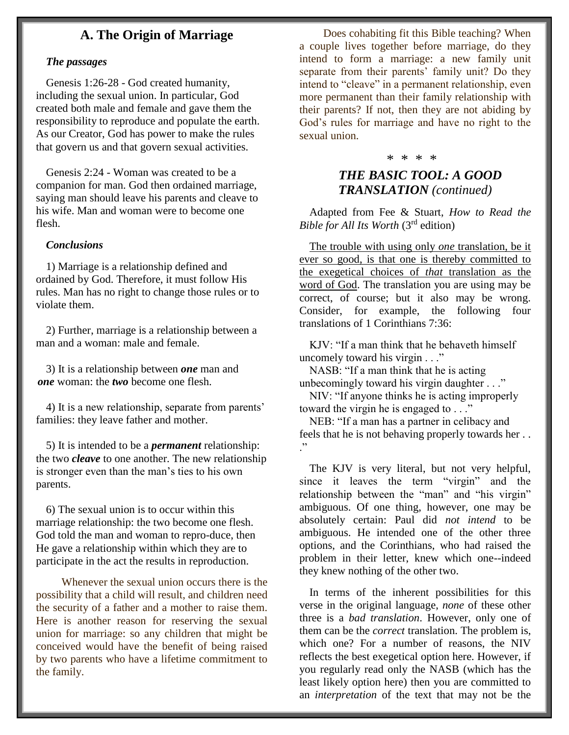## A. The Origin of Marriage

### *The passages*

Genesis 1:26-28 - God created humanity, including the sexual union. In particular, God created both male and female and gave them the responsibility to reproduce and populate the earth. As our Creator, God has power to make the rules that govern us and that govern sexual activities.

Genesis 2:24 - Woman was created to be a companion for man. God then ordained marriage, saying man should leave his parents and cleave to his wife. Man and woman were to become one flesh.

### *Conclusions*

1) Marriage is a relationship defined and ordained by God. Therefore, it must follow His rules. Man has no right to change those rules or to violate them.

2) Further, marriage is a relationship between a man and a woman: male and female.

3) It is a relationship between ***one*** man and ***one*** woman: the ***two*** become one flesh.

4) It is a new relationship, separate from parents' families: they leave father and mother.

5) It is intended to be a ***permanent*** relationship: the two ***cleave*** to one another. The new relationship is stronger even than the man's ties to his own parents.

6) The sexual union is to occur within this marriage relationship: the two become one flesh. God told the man and woman to repro-duce, then He gave a relationship within which they are to participate in the act the results in reproduction.

Whenever the sexual union occurs there is the possibility that a child will result, and children need the security of a father and a mother to raise them. Here is another reason for reserving the sexual union for marriage: so any children that might be conceived would have the benefit of being raised by two parents who have a lifetime commitment to the family.

Does cohabiting fit this Bible teaching? When a couple lives together before marriage, do they intend to form a marriage: a new family unit separate from their parents' family unit? Do they intend to "cleave" in a permanent relationship, even more permanent than their family relationship with their parents? If not, then they are not abiding by God's rules for marriage and have no right to the sexual union.

\* \* \* \*

## *THE BASIC TOOL: A GOOD TRANSLATION (continued)*

Adapted from Fee & Stuart, *How to Read the Bible for All Its Worth* (3rd edition)

The trouble with using only *one* translation, be it ever so good, is that one is thereby committed to the exegetical choices of *that* translation as the word of God. The translation you are using may be correct, of course; but it also may be wrong. Consider, for example, the following four translations of 1 Corinthians 7:36:

KJV: "If a man think that he behaveth himself uncomely toward his virgin . . ."
NASB: "If a man think that he is acting unbecomingly toward his virgin daughter . . ."
NIV: "If anyone thinks he is acting improperly toward the virgin he is engaged to . . ."
NEB: "If a man has a partner in celibacy and feels that he is not behaving properly towards her . . ."

The KJV is very literal, but not very helpful, since it leaves the term "virgin" and the relationship between the "man" and "his virgin" ambiguous. Of one thing, however, one may be absolutely certain: Paul did *not intend* to be ambiguous. He intended one of the other three options, and the Corinthians, who had raised the problem in their letter, knew which one--indeed they knew nothing of the other two.

In terms of the inherent possibilities for this verse in the original language, *none* of these other three is a *bad translation*. However, only one of them can be the *correct* translation. The problem is, which one? For a number of reasons, the NIV reflects the best exegetical option here. However, if you regularly read only the NASB (which has the least likely option here) then you are committed to an *interpretation* of the text that may not be the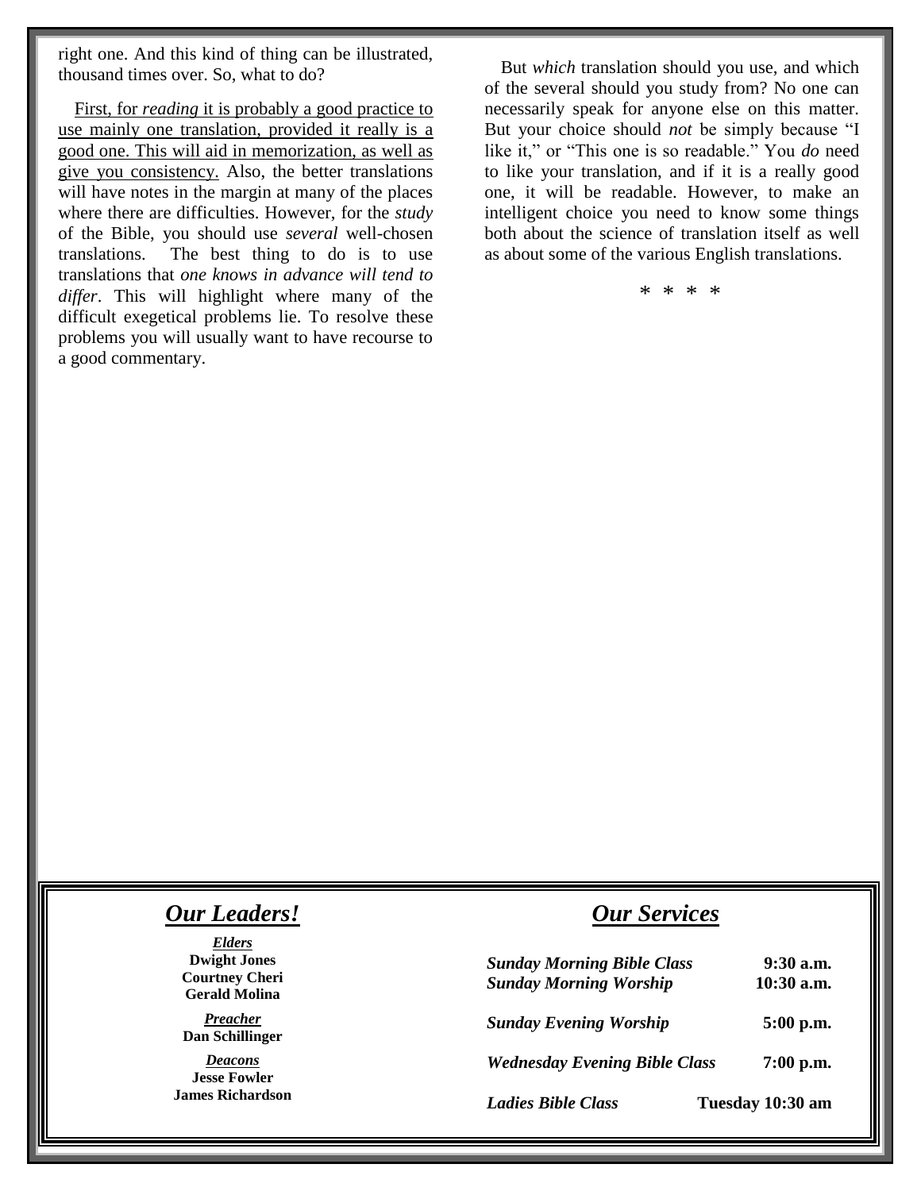right one. And this kind of thing can be illustrated, thousand times over. So, what to do?

First, for *reading* it is probably a good practice to use mainly one translation, provided it really is a good one. This will aid in memorization, as well as give you consistency. Also, the better translations will have notes in the margin at many of the places where there are difficulties. However, for the *study* of the Bible, you should use *several* well-chosen translations. The best thing to do is to use translations that *one knows in advance will tend to differ*. This will highlight where many of the difficult exegetical problems lie. To resolve these problems you will usually want to have recourse to a good commentary.

But *which* translation should you use, and which of the several should you study from? No one can necessarily speak for anyone else on this matter. But your choice should *not* be simply because "I like it," or "This one is so readable." You *do* need to like your translation, and if it is a really good one, it will be readable. However, to make an intelligent choice you need to know some things both about the science of translation itself as well as about some of the various English translations.

\* \* \* \*

## *Our Leaders!*

***Elders***
**Dwight Jones**
**Courtney Cheri**
**Gerald Molina**

***Preacher***
**Dan Schillinger**

***Deacons***
**Jesse Fowler**
**James Richardson**

## *Our Services*

| | |
|---|---|
| ***Sunday Morning Bible Class*** | **9:30 a.m.** |
| ***Sunday Morning Worship*** | **10:30 a.m.** |
| ***Sunday Evening Worship*** | **5:00 p.m.** |
| ***Wednesday Evening Bible Class*** | **7:00 p.m.** |
| ***Ladies Bible Class*** | **Tuesday 10:30 am** |